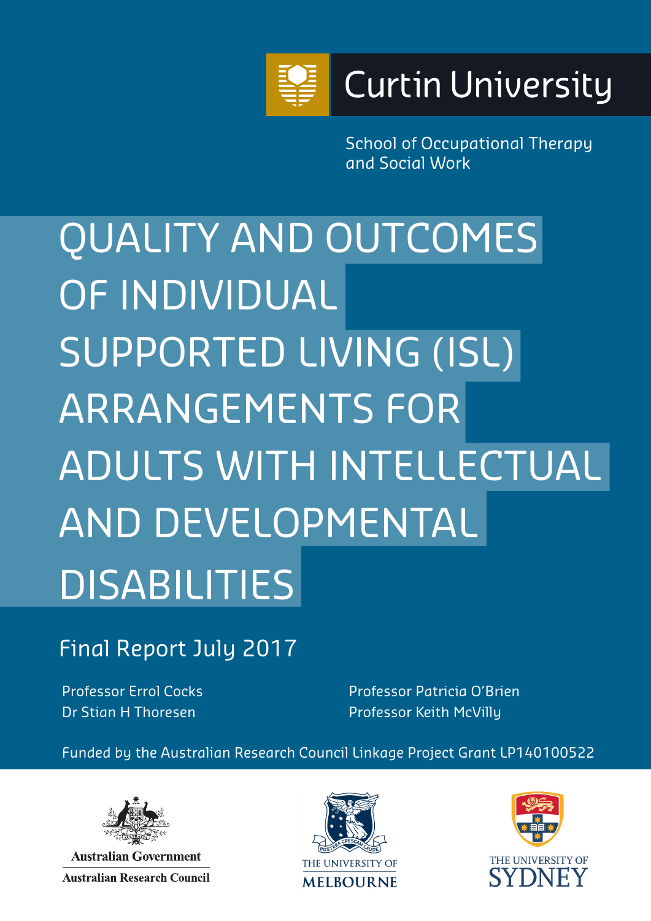Curtin University

School of Occupational Therapy and Social Work

# QUALITY AND OUTCOMES OF INDIVIDUAL SUPPORTED LIVING (ISL) ARRANGEMENTS FOR ADULTS WITH INTELLECTUAL AND DEVELOPMENTAL DISABILITIES

## Final Report July 2017

Professor Errol Cocks
Dr Stian H Thoresen

Professor Patricia O'Brien
Professor Keith McVilly

Funded by the Australian Research Council Linkage Project Grant LP140100522

Australian Government
Australian Research Council

THE UNIVERSITY OF MELBOURNE

THE UNIVERSITY OF SYDNEY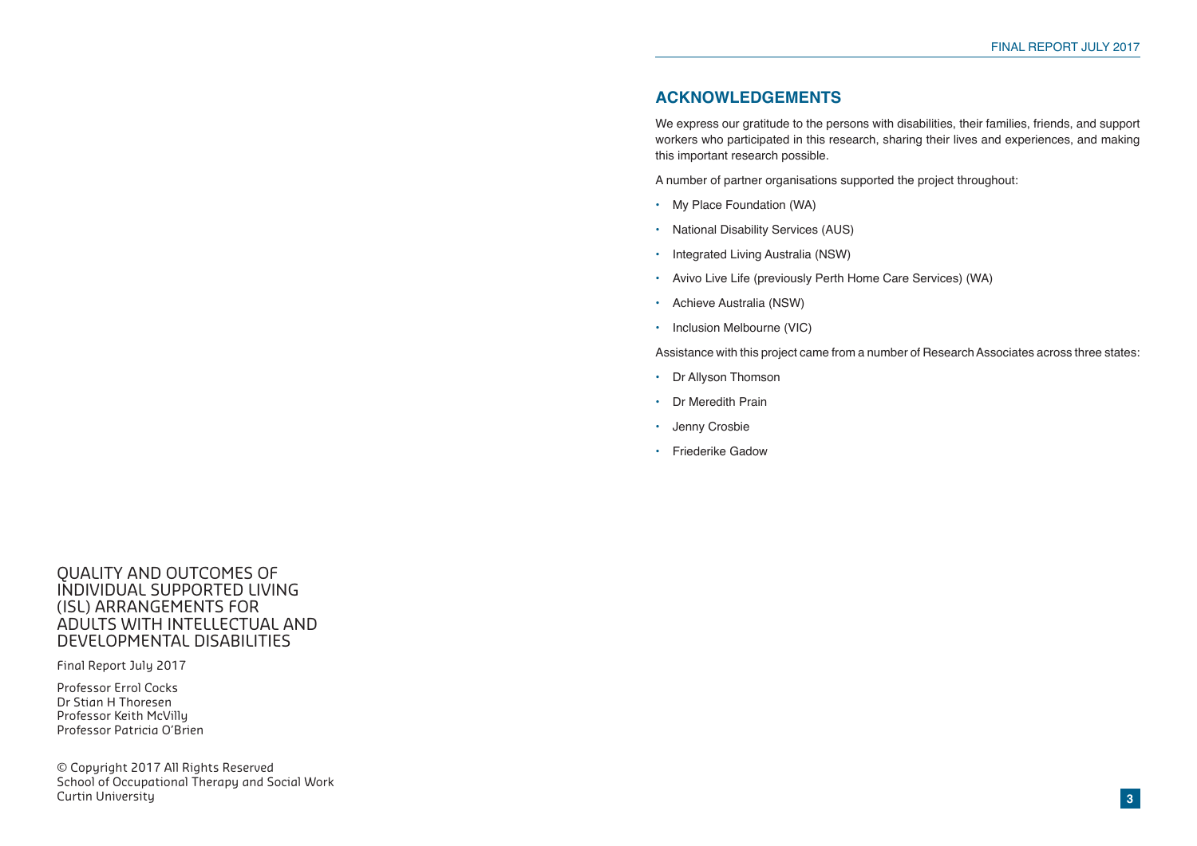# QUALITY AND OUTCOMES OF INDIVIDUAL SUPPORTED LIVING (ISL) ARRANGEMENTS FOR ADULTS WITH INTELLECTUAL AND DEVELOPMENTAL DISABILITIES

Final Report July 2017

Professor Errol Cocks
Dr Stian H Thoresen
Professor Keith McVilly
Professor Patricia O'Brien

© Copyright 2017 All Rights Reserved
School of Occupational Therapy and Social Work
Curtin University

## ACKNOWLEDGEMENTS

We express our gratitude to the persons with disabilities, their families, friends, and support workers who participated in this research, sharing their lives and experiences, and making this important research possible.

A number of partner organisations supported the project throughout:

- My Place Foundation (WA)
- National Disability Services (AUS)
- Integrated Living Australia (NSW)
- Avivo Live Life (previously Perth Home Care Services) (WA)
- Achieve Australia (NSW)
- Inclusion Melbourne (VIC)

Assistance with this project came from a number of Research Associates across three states:

- Dr Allyson Thomson
- Dr Meredith Prain
- Jenny Crosbie
- Friederike Gadow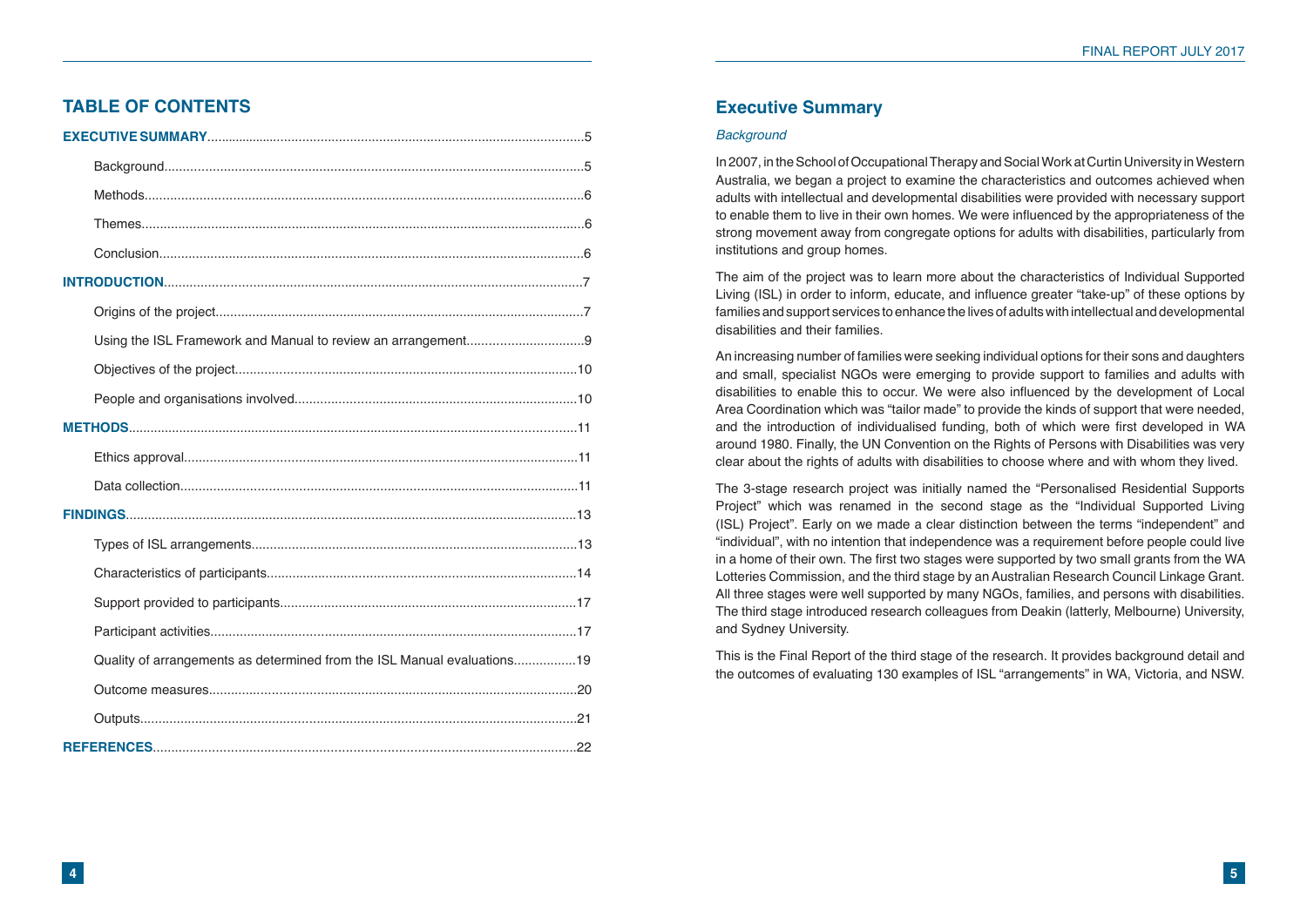## TABLE OF CONTENTS

**EXECUTIVE SUMMARY**........................................................................................................5

Background..................................................................................................................5

Methods........................................................................................................................6

Themes.........................................................................................................................6

Conclusion....................................................................................................................6

**INTRODUCTION**..................................................................................................................7

Origins of the project....................................................................................................7

Using the ISL Framework and Manual to review an arrangement................................9

Objectives of the project.............................................................................................10

People and organisations involved............................................................................10

**METHODS**..........................................................................................................................11

Ethics approval...........................................................................................................11

Data collection............................................................................................................11

**FINDINGS**...........................................................................................................................13

Types of ISL arrangements........................................................................................13

Characteristics of participants....................................................................................14

Support provided to participants.................................................................................17

Participant activities....................................................................................................17

Quality of arrangements as determined from the ISL Manual evaluations.................19

Outcome measures....................................................................................................20

Outputs.......................................................................................................................21

**REFERENCES**...................................................................................................................22

## Executive Summary

*Background*

In 2007, in the School of Occupational Therapy and Social Work at Curtin University in Western Australia, we began a project to examine the characteristics and outcomes achieved when adults with intellectual and developmental disabilities were provided with necessary support to enable them to live in their own homes. We were influenced by the appropriateness of the strong movement away from congregate options for adults with disabilities, particularly from institutions and group homes.

The aim of the project was to learn more about the characteristics of Individual Supported Living (ISL) in order to inform, educate, and influence greater "take-up" of these options by families and support services to enhance the lives of adults with intellectual and developmental disabilities and their families.

An increasing number of families were seeking individual options for their sons and daughters and small, specialist NGOs were emerging to provide support to families and adults with disabilities to enable this to occur. We were also influenced by the development of Local Area Coordination which was "tailor made" to provide the kinds of support that were needed, and the introduction of individualised funding, both of which were first developed in WA around 1980. Finally, the UN Convention on the Rights of Persons with Disabilities was very clear about the rights of adults with disabilities to choose where and with whom they lived.

The 3-stage research project was initially named the "Personalised Residential Supports Project" which was renamed in the second stage as the "Individual Supported Living (ISL) Project". Early on we made a clear distinction between the terms "independent" and "individual", with no intention that independence was a requirement before people could live in a home of their own. The first two stages were supported by two small grants from the WA Lotteries Commission, and the third stage by an Australian Research Council Linkage Grant. All three stages were well supported by many NGOs, families, and persons with disabilities. The third stage introduced research colleagues from Deakin (latterly, Melbourne) University, and Sydney University.

This is the Final Report of the third stage of the research. It provides background detail and the outcomes of evaluating 130 examples of ISL "arrangements" in WA, Victoria, and NSW.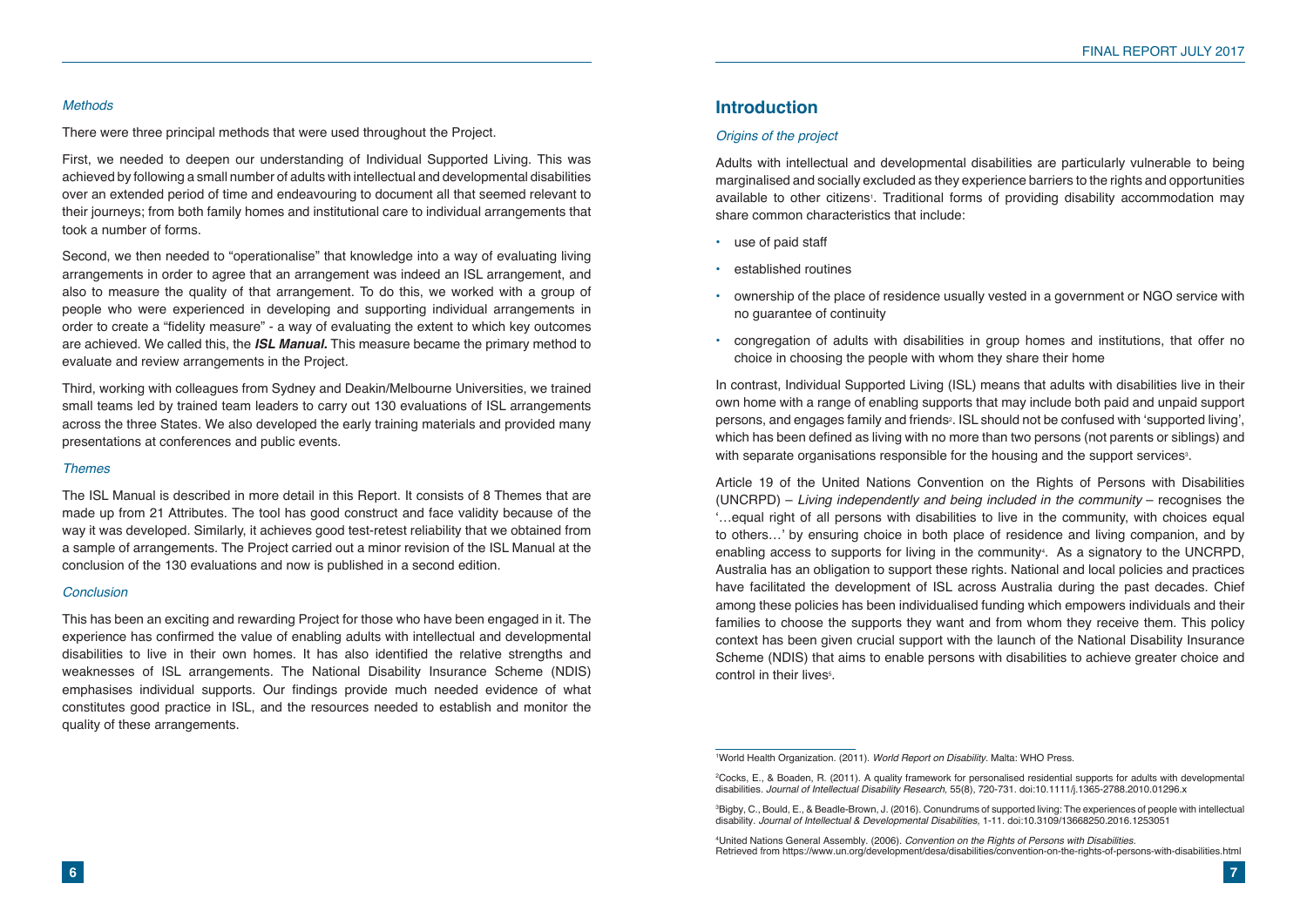*Methods*

There were three principal methods that were used throughout the Project.

First, we needed to deepen our understanding of Individual Supported Living. This was achieved by following a small number of adults with intellectual and developmental disabilities over an extended period of time and endeavouring to document all that seemed relevant to their journeys; from both family homes and institutional care to individual arrangements that took a number of forms.

Second, we then needed to "operationalise" that knowledge into a way of evaluating living arrangements in order to agree that an arrangement was indeed an ISL arrangement, and also to measure the quality of that arrangement. To do this, we worked with a group of people who were experienced in developing and supporting individual arrangements in order to create a "fidelity measure" - a way of evaluating the extent to which key outcomes are achieved. We called this, the ***ISL Manual.*** This measure became the primary method to evaluate and review arrangements in the Project.

Third, working with colleagues from Sydney and Deakin/Melbourne Universities, we trained small teams led by trained team leaders to carry out 130 evaluations of ISL arrangements across the three States. We also developed the early training materials and provided many presentations at conferences and public events.

*Themes*

The ISL Manual is described in more detail in this Report. It consists of 8 Themes that are made up from 21 Attributes. The tool has good construct and face validity because of the way it was developed. Similarly, it achieves good test-retest reliability that we obtained from a sample of arrangements. The Project carried out a minor revision of the ISL Manual at the conclusion of the 130 evaluations and now is published in a second edition.

*Conclusion*

This has been an exciting and rewarding Project for those who have been engaged in it. The experience has confirmed the value of enabling adults with intellectual and developmental disabilities to live in their own homes. It has also identified the relative strengths and weaknesses of ISL arrangements. The National Disability Insurance Scheme (NDIS) emphasises individual supports. Our findings provide much needed evidence of what constitutes good practice in ISL, and the resources needed to establish and monitor the quality of these arrangements.

## Introduction

*Origins of the project*

Adults with intellectual and developmental disabilities are particularly vulnerable to being marginalised and socially excluded as they experience barriers to the rights and opportunities available to other citizens[1]. Traditional forms of providing disability accommodation may share common characteristics that include:

- use of paid staff
- established routines
- ownership of the place of residence usually vested in a government or NGO service with no guarantee of continuity
- congregation of adults with disabilities in group homes and institutions, that offer no choice in choosing the people with whom they share their home

In contrast, Individual Supported Living (ISL) means that adults with disabilities live in their own home with a range of enabling supports that may include both paid and unpaid support persons, and engages family and friends[2]. ISL should not be confused with 'supported living', which has been defined as living with no more than two persons (not parents or siblings) and with separate organisations responsible for the housing and the support services[3].

Article 19 of the United Nations Convention on the Rights of Persons with Disabilities (UNCRPD) – *Living independently and being included in the community* – recognises the '…equal right of all persons with disabilities to live in the community, with choices equal to others…' by ensuring choice in both place of residence and living companion, and by enabling access to supports for living in the community[4]. As a signatory to the UNCRPD, Australia has an obligation to support these rights. National and local policies and practices have facilitated the development of ISL across Australia during the past decades. Chief among these policies has been individualised funding which empowers individuals and their families to choose the supports they want and from whom they receive them. This policy context has been given crucial support with the launch of the National Disability Insurance Scheme (NDIS) that aims to enable persons with disabilities to achieve greater choice and control in their lives[5].

---

[1] World Health Organization. (2011). *World Report on Disability*. Malta: WHO Press.

[2] Cocks, E., & Boaden, R. (2011). A quality framework for personalised residential supports for adults with developmental disabilities. *Journal of Intellectual Disability Research,* 55(8), 720-731. doi:10.1111/j.1365-2788.2010.01296.x

[3] Bigby, C., Bould, E., & Beadle-Brown, J. (2016). Conundrums of supported living: The experiences of people with intellectual disability. *Journal of Intellectual & Developmental Disabilities,* 1-11. doi:10.3109/13668250.2016.1253051

[4] United Nations General Assembly. (2006). *Convention on the Rights of Persons with Disabilities.* Retrieved from https://www.un.org/development/desa/disabilities/convention-on-the-rights-of-persons-with-disabilities.html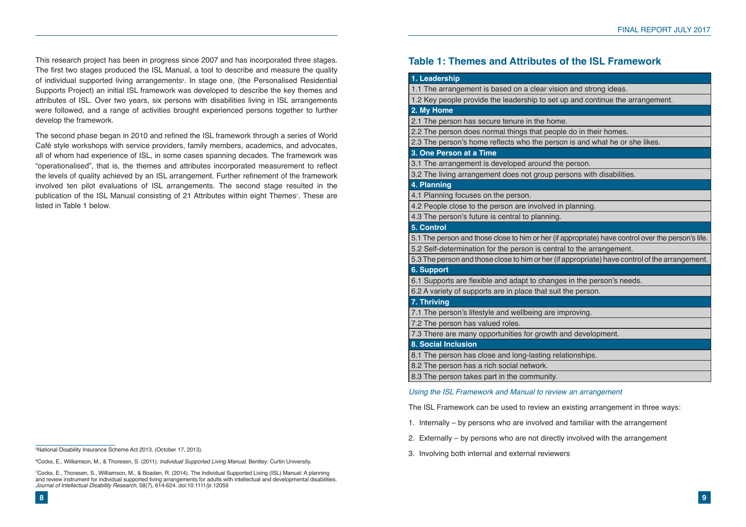This research project has been in progress since 2007 and has incorporated three stages. The first two stages produced the ISL Manual, a tool to describe and measure the quality of individual supported living arrangements[6]. In stage one, (the Personalised Residential Supports Project) an initial ISL framework was developed to describe the key themes and attributes of ISL. Over two years, six persons with disabilities living in ISL arrangements were followed, and a range of activities brought experienced persons together to further develop the framework.

The second phase began in 2010 and refined the ISL framework through a series of World Café style workshops with service providers, family members, academics, and advocates, all of whom had experience of ISL, in some cases spanning decades. The framework was "operationalised", that is, the themes and attributes incorporated measurement to reflect the levels of quality achieved by an ISL arrangement. Further refinement of the framework involved ten pilot evaluations of ISL arrangements. The second stage resulted in the publication of the ISL Manual consisting of 21 Attributes within eight Themes[7]. These are listed in Table 1 below.

## Table 1: Themes and Attributes of the ISL Framework

| **1. Leadership** |
|---|
| 1.1 The arrangement is based on a clear vision and strong ideas. |
| 1.2 Key people provide the leadership to set up and continue the arrangement. |
| **2. My Home** |
| 2.1 The person has secure tenure in the home. |
| 2.2 The person does normal things that people do in their homes. |
| 2.3 The person's home reflects who the person is and what he or she likes. |
| **3. One Person at a Time** |
| 3.1 The arrangement is developed around the person. |
| 3.2 The living arrangement does not group persons with disabilities. |
| **4. Planning** |
| 4.1 Planning focuses on the person. |
| 4.2 People close to the person are involved in planning. |
| 4.3 The person's future is central to planning. |
| **5. Control** |
| 5.1 The person and those close to him or her (if appropriate) have control over the person's life. |
| 5.2 Self-determination for the person is central to the arrangement. |
| 5.3 The person and those close to him or her (if appropriate) have control of the arrangement. |
| **6. Support** |
| 6.1 Supports are flexible and adapt to changes in the person's needs. |
| 6.2 A variety of supports are in place that suit the person. |
| **7. Thriving** |
| 7.1 The person's lifestyle and wellbeing are improving. |
| 7.2 The person has valued roles. |
| 7.3 There are many opportunities for growth and development. |
| **8. Social Inclusion** |
| 8.1 The person has close and long-lasting relationships. |
| 8.2 The person has a rich social network. |
| 8.3 The person takes part in the community. |

*Using the ISL Framework and Manual to review an arrangement*

The ISL Framework can be used to review an existing arrangement in three ways:

1. Internally – by persons who are involved and familiar with the arrangement
2. Externally – by persons who are not directly involved with the arrangement
3. Involving both internal and external reviewers

[5] National Disability Insurance Scheme Act 2013, (October 17, 2013).

[6] Cocks, E., Williamson, M., & Thoresen, S. (2011). *Individual Supported Living Manual.* Bentley: Curtin University.

[7] Cocks, E., Thoresen, S., Williamson, M., & Boaden, R. (2014). The Individual Supported Living (ISL) Manual: A planning and review instrument for individual supported living arrangements for adults with intellectual and developmental disabilities. *Journal of Intellectual Disability Research*, 58(7), 614-624. doi:10.1111/jir.12059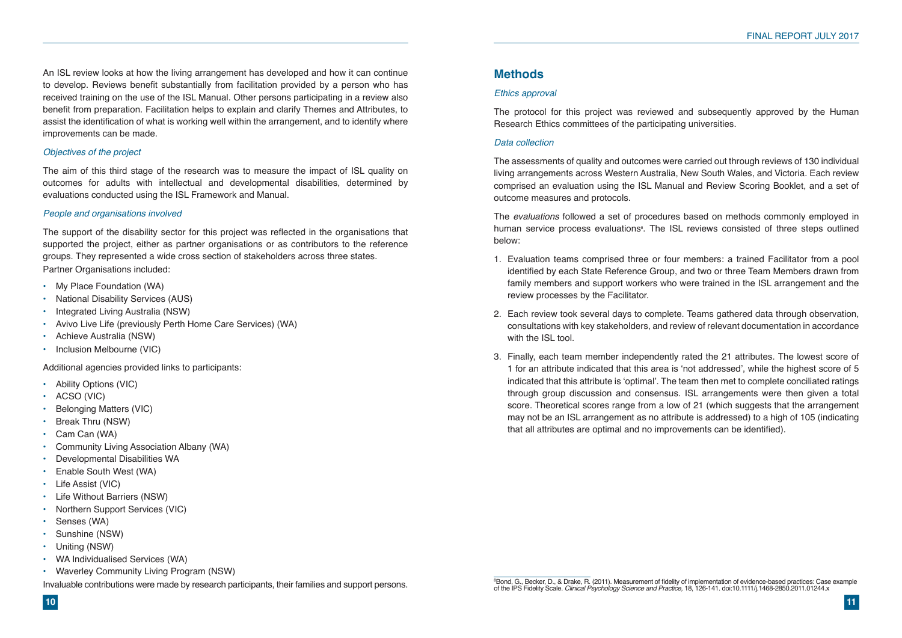An ISL review looks at how the living arrangement has developed and how it can continue to develop. Reviews benefit substantially from facilitation provided by a person who has received training on the use of the ISL Manual. Other persons participating in a review also benefit from preparation. Facilitation helps to explain and clarify Themes and Attributes, to assist the identification of what is working well within the arrangement, and to identify where improvements can be made.

*Objectives of the project*

The aim of this third stage of the research was to measure the impact of ISL quality on outcomes for adults with intellectual and developmental disabilities, determined by evaluations conducted using the ISL Framework and Manual.

*People and organisations involved*

The support of the disability sector for this project was reflected in the organisations that supported the project, either as partner organisations or as contributors to the reference groups. They represented a wide cross section of stakeholders across three states.

Partner Organisations included:

- My Place Foundation (WA)
- National Disability Services (AUS)
- Integrated Living Australia (NSW)
- Avivo Live Life (previously Perth Home Care Services) (WA)
- Achieve Australia (NSW)
- Inclusion Melbourne (VIC)

Additional agencies provided links to participants:

- Ability Options (VIC)
- ACSO (VIC)
- Belonging Matters (VIC)
- Break Thru (NSW)
- Cam Can (WA)
- Community Living Association Albany (WA)
- Developmental Disabilities WA
- Enable South West (WA)
- Life Assist (VIC)
- Life Without Barriers (NSW)
- Northern Support Services (VIC)
- Senses (WA)
- Sunshine (NSW)
- Uniting (NSW)
- WA Individualised Services (WA)
- Waverley Community Living Program (NSW)

Invaluable contributions were made by research participants, their families and support persons.

## Methods

*Ethics approval*

The protocol for this project was reviewed and subsequently approved by the Human Research Ethics committees of the participating universities.

*Data collection*

The assessments of quality and outcomes were carried out through reviews of 130 individual living arrangements across Western Australia, New South Wales, and Victoria. Each review comprised an evaluation using the ISL Manual and Review Scoring Booklet, and a set of outcome measures and protocols.

The *evaluations* followed a set of procedures based on methods commonly employed in human service process evaluations[8]. The ISL reviews consisted of three steps outlined below:

1. Evaluation teams comprised three or four members: a trained Facilitator from a pool identified by each State Reference Group, and two or three Team Members drawn from family members and support workers who were trained in the ISL arrangement and the review processes by the Facilitator.
2. Each review took several days to complete. Teams gathered data through observation, consultations with key stakeholders, and review of relevant documentation in accordance with the ISL tool.
3. Finally, each team member independently rated the 21 attributes. The lowest score of 1 for an attribute indicated that this area is 'not addressed', while the highest score of 5 indicated that this attribute is 'optimal'. The team then met to complete conciliated ratings through group discussion and consensus. ISL arrangements were then given a total score. Theoretical scores range from a low of 21 (which suggests that the arrangement may not be an ISL arrangement as no attribute is addressed) to a high of 105 (indicating that all attributes are optimal and no improvements can be identified).

[8] Bond, G., Becker, D., & Drake, R. (2011). Measurement of fidelity of implementation of evidence-based practices: Case example of the IPS Fidelity Scale. *Clinical Psychology Science and Practice*, 18, 126-141. doi:10.1111/j.1468-2850.2011.01244.x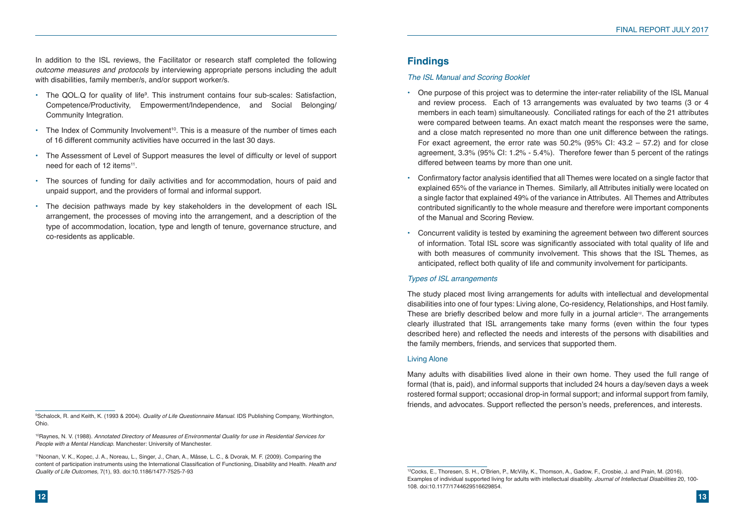In addition to the ISL reviews, the Facilitator or research staff completed the following *outcome measures and protocols* by interviewing appropriate persons including the adult with disabilities, family member/s, and/or support worker/s.

- The QOL.Q for quality of life[9]. This instrument contains four sub-scales: Satisfaction, Competence/Productivity, Empowerment/Independence, and Social Belonging/ Community Integration.
- The Index of Community Involvement[10]. This is a measure of the number of times each of 16 different community activities have occurred in the last 30 days.
- The Assessment of Level of Support measures the level of difficulty or level of support need for each of 12 items[11].
- The sources of funding for daily activities and for accommodation, hours of paid and unpaid support, and the providers of formal and informal support.
- The decision pathways made by key stakeholders in the development of each ISL arrangement, the processes of moving into the arrangement, and a description of the type of accommodation, location, type and length of tenure, governance structure, and co-residents as applicable.

[9]Schalock, R. and Keith, K. (1993 & 2004). *Quality of Life Questionnaire Manual.* IDS Publishing Company, Worthington, Ohio.

[10]Raynes, N. V. (1988). *Annotated Directory of Measures of Environmental Quality for use in Residential Services for People with a Mental Handicap.* Manchester: University of Manchester.

[11]Noonan, V. K., Kopec, J. A., Noreau, L., Singer, J., Chan, A., Mâsse, L. C., & Dvorak, M. F. (2009). Comparing the content of participation instruments using the International Classification of Functioning, Disability and Health. *Health and Quality of Life Outcomes*, 7(1), 93. doi:10.1186/1477-7525-7-93

## Findings

### *The ISL Manual and Scoring Booklet*

- One purpose of this project was to determine the inter-rater reliability of the ISL Manual and review process. Each of 13 arrangements was evaluated by two teams (3 or 4 members in each team) simultaneously. Conciliated ratings for each of the 21 attributes were compared between teams. An exact match meant the responses were the same, and a close match represented no more than one unit difference between the ratings. For exact agreement, the error rate was 50.2% (95% CI: 43.2 – 57.2) and for close agreement, 3.3% (95% CI: 1.2% - 5.4%). Therefore fewer than 5 percent of the ratings differed between teams by more than one unit.
- Confirmatory factor analysis identified that all Themes were located on a single factor that explained 65% of the variance in Themes. Similarly, all Attributes initially were located on a single factor that explained 49% of the variance in Attributes. All Themes and Attributes contributed significantly to the whole measure and therefore were important components of the Manual and Scoring Review.
- Concurrent validity is tested by examining the agreement between two different sources of information. Total ISL score was significantly associated with total quality of life and with both measures of community involvement. This shows that the ISL Themes, as anticipated, reflect both quality of life and community involvement for participants.

### *Types of ISL arrangements*

The study placed most living arrangements for adults with intellectual and developmental disabilities into one of four types: Living alone, Co-residency, Relationships, and Host family. These are briefly described below and more fully in a journal article[12]. The arrangements clearly illustrated that ISL arrangements take many forms (even within the four types described here) and reflected the needs and interests of the persons with disabilities and the family members, friends, and services that supported them.

#### Living Alone

Many adults with disabilities lived alone in their own home. They used the full range of formal (that is, paid), and informal supports that included 24 hours a day/seven days a week rostered formal support; occasional drop-in formal support; and informal support from family, friends, and advocates. Support reflected the person's needs, preferences, and interests.

[12]Cocks, E., Thoresen, S. H., O'Brien, P., McVilly, K., Thomson, A., Gadow, F., Crosbie, J. and Prain, M. (2016). Examples of individual supported living for adults with intellectual disability. *Journal of Intellectual Disabilities* 20, 100-108. doi:10.1177/1744629516629854.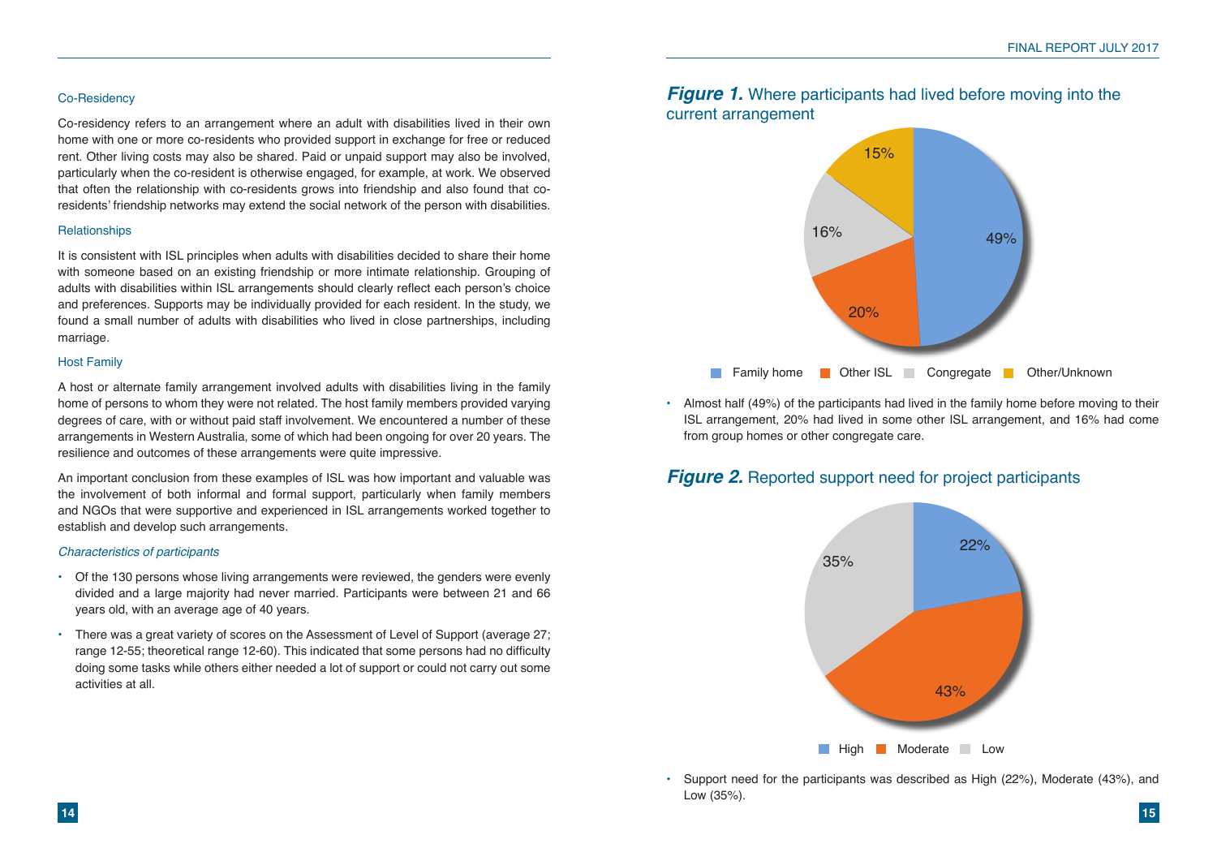### Co-Residency

Co-residency refers to an arrangement where an adult with disabilities lived in their own home with one or more co-residents who provided support in exchange for free or reduced rent. Other living costs may also be shared. Paid or unpaid support may also be involved, particularly when the co-resident is otherwise engaged, for example, at work. We observed that often the relationship with co-residents grows into friendship and also found that co-residents' friendship networks may extend the social network of the person with disabilities.

### Relationships

It is consistent with ISL principles when adults with disabilities decided to share their home with someone based on an existing friendship or more intimate relationship. Grouping of adults with disabilities within ISL arrangements should clearly reflect each person's choice and preferences. Supports may be individually provided for each resident. In the study, we found a small number of adults with disabilities who lived in close partnerships, including marriage.

### Host Family

A host or alternate family arrangement involved adults with disabilities living in the family home of persons to whom they were not related. The host family members provided varying degrees of care, with or without paid staff involvement. We encountered a number of these arrangements in Western Australia, some of which had been ongoing for over 20 years. The resilience and outcomes of these arrangements were quite impressive.

An important conclusion from these examples of ISL was how important and valuable was the involvement of both informal and formal support, particularly when family members and NGOs that were supportive and experienced in ISL arrangements worked together to establish and develop such arrangements.

### *Characteristics of participants*

- Of the 130 persons whose living arrangements were reviewed, the genders were evenly divided and a large majority had never married. Participants were between 21 and 66 years old, with an average age of 40 years.
- There was a great variety of scores on the Assessment of Level of Support (average 27; range 12-55; theoretical range 12-60). This indicated that some persons had no difficulty doing some tasks while others either needed a lot of support or could not carry out some activities at all.

## ***Figure 1.*** Where participants had lived before moving into the current arrangement

| Family home | Other ISL | Congregate | Other/Unknown |
|---|---|---|---|
| 49% | 20% | 16% | 15% |

- Almost half (49%) of the participants had lived in the family home before moving to their ISL arrangement, 20% had lived in some other ISL arrangement, and 16% had come from group homes or other congregate care.

## ***Figure 2.*** Reported support need for project participants

| High | Moderate | Low |
|---|---|---|
| 22% | 43% | 35% |

- Support need for the participants was described as High (22%), Moderate (43%), and Low (35%).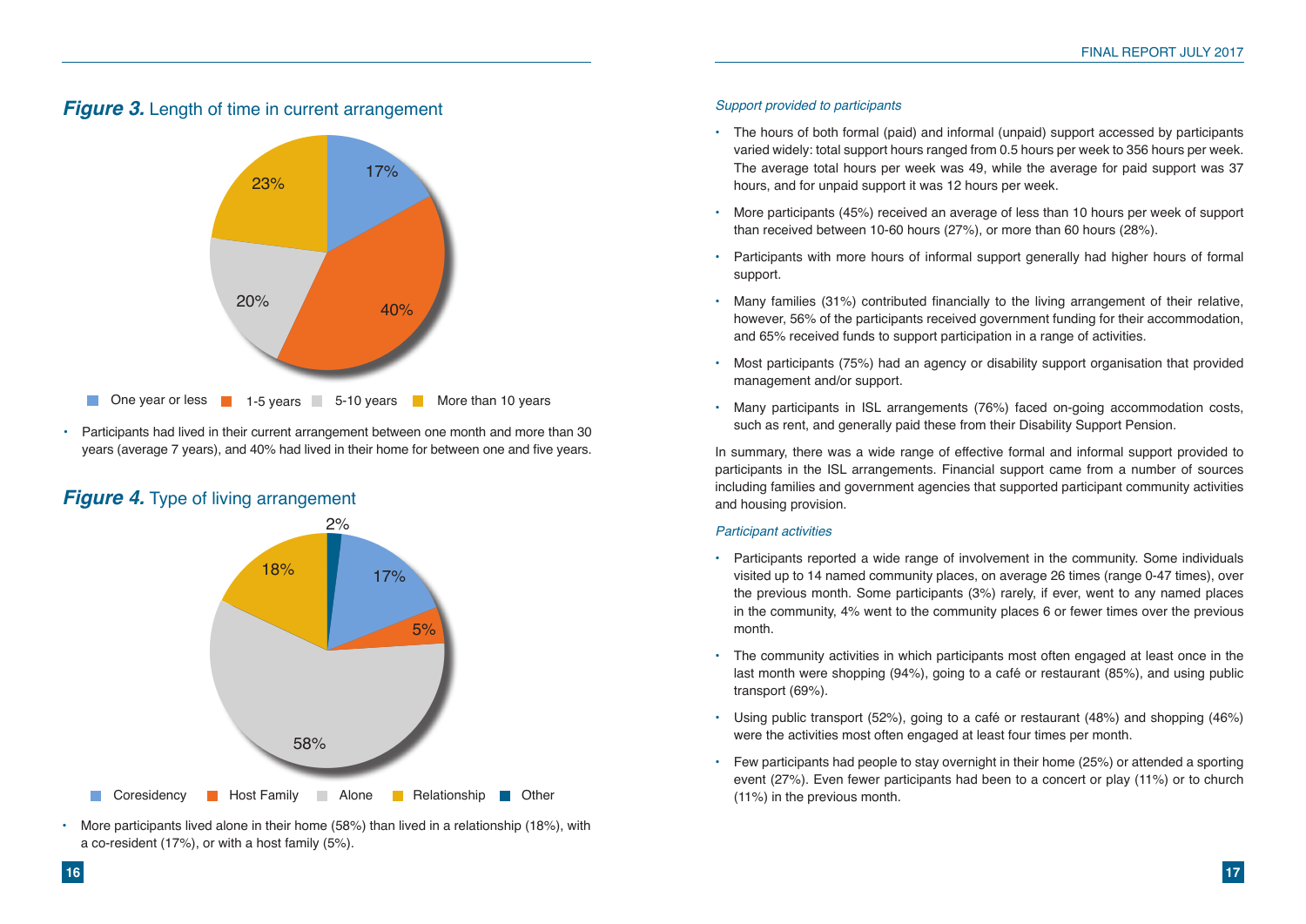### *Figure 3.* Length of time in current arrangement

- Participants had lived in their current arrangement between one month and more than 30 years (average 7 years), and 40% had lived in their home for between one and five years.

### *Figure 4.* Type of living arrangement

- More participants lived alone in their home (58%) than lived in a relationship (18%), with a co-resident (17%), or with a host family (5%).

*Support provided to participants*

- The hours of both formal (paid) and informal (unpaid) support accessed by participants varied widely: total support hours ranged from 0.5 hours per week to 356 hours per week. The average total hours per week was 49, while the average for paid support was 37 hours, and for unpaid support it was 12 hours per week.
- More participants (45%) received an average of less than 10 hours per week of support than received between 10-60 hours (27%), or more than 60 hours (28%).
- Participants with more hours of informal support generally had higher hours of formal support.
- Many families (31%) contributed financially to the living arrangement of their relative, however, 56% of the participants received government funding for their accommodation, and 65% received funds to support participation in a range of activities.
- Most participants (75%) had an agency or disability support organisation that provided management and/or support.
- Many participants in ISL arrangements (76%) faced on-going accommodation costs, such as rent, and generally paid these from their Disability Support Pension.

In summary, there was a wide range of effective formal and informal support provided to participants in the ISL arrangements. Financial support came from a number of sources including families and government agencies that supported participant community activities and housing provision.

*Participant activities*

- Participants reported a wide range of involvement in the community. Some individuals visited up to 14 named community places, on average 26 times (range 0-47 times), over the previous month. Some participants (3%) rarely, if ever, went to any named places in the community, 4% went to the community places 6 or fewer times over the previous month.
- The community activities in which participants most often engaged at least once in the last month were shopping (94%), going to a café or restaurant (85%), and using public transport (69%).
- Using public transport (52%), going to a café or restaurant (48%) and shopping (46%) were the activities most often engaged at least four times per month.
- Few participants had people to stay overnight in their home (25%) or attended a sporting event (27%). Even fewer participants had been to a concert or play (11%) or to church (11%) in the previous month.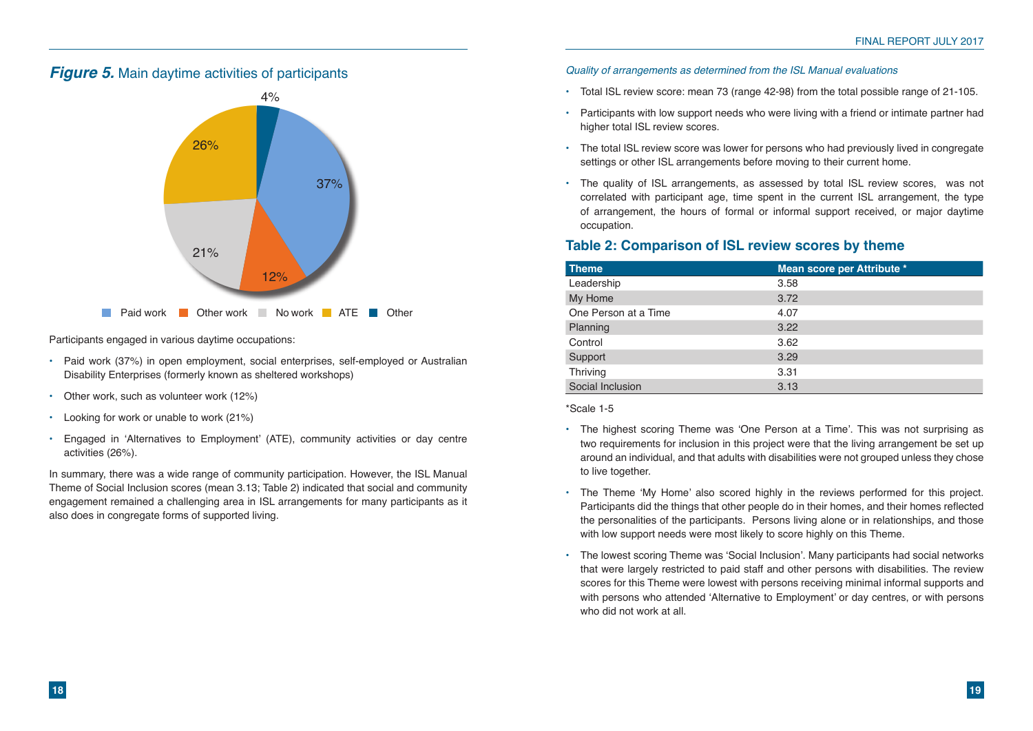## *Figure 5.* Main daytime activities of participants

Participants engaged in various daytime occupations:

- Paid work (37%) in open employment, social enterprises, self-employed or Australian Disability Enterprises (formerly known as sheltered workshops)
- Other work, such as volunteer work (12%)
- Looking for work or unable to work (21%)
- Engaged in 'Alternatives to Employment' (ATE), community activities or day centre activities (26%).

In summary, there was a wide range of community participation. However, the ISL Manual Theme of Social Inclusion scores (mean 3.13; Table 2) indicated that social and community engagement remained a challenging area in ISL arrangements for many participants as it also does in congregate forms of supported living.

*Quality of arrangements as determined from the ISL Manual evaluations*

- Total ISL review score: mean 73 (range 42-98) from the total possible range of 21-105.
- Participants with low support needs who were living with a friend or intimate partner had higher total ISL review scores.
- The total ISL review score was lower for persons who had previously lived in congregate settings or other ISL arrangements before moving to their current home.
- The quality of ISL arrangements, as assessed by total ISL review scores, was not correlated with participant age, time spent in the current ISL arrangement, the type of arrangement, the hours of formal or informal support received, or major daytime occupation.

## Table 2: Comparison of ISL review scores by theme

| Theme | Mean score per Attribute * |
|---|---|
| Leadership | 3.58 |
| My Home | 3.72 |
| One Person at a Time | 4.07 |
| Planning | 3.22 |
| Control | 3.62 |
| Support | 3.29 |
| Thriving | 3.31 |
| Social Inclusion | 3.13 |

*Scale 1-5

- The highest scoring Theme was 'One Person at a Time'. This was not surprising as two requirements for inclusion in this project were that the living arrangement be set up around an individual, and that adults with disabilities were not grouped unless they chose to live together.
- The Theme 'My Home' also scored highly in the reviews performed for this project. Participants did the things that other people do in their homes, and their homes reflected the personalities of the participants. Persons living alone or in relationships, and those with low support needs were most likely to score highly on this Theme.
- The lowest scoring Theme was 'Social Inclusion'. Many participants had social networks that were largely restricted to paid staff and other persons with disabilities. The review scores for this Theme were lowest with persons receiving minimal informal supports and with persons who attended 'Alternative to Employment' or day centres, or with persons who did not work at all.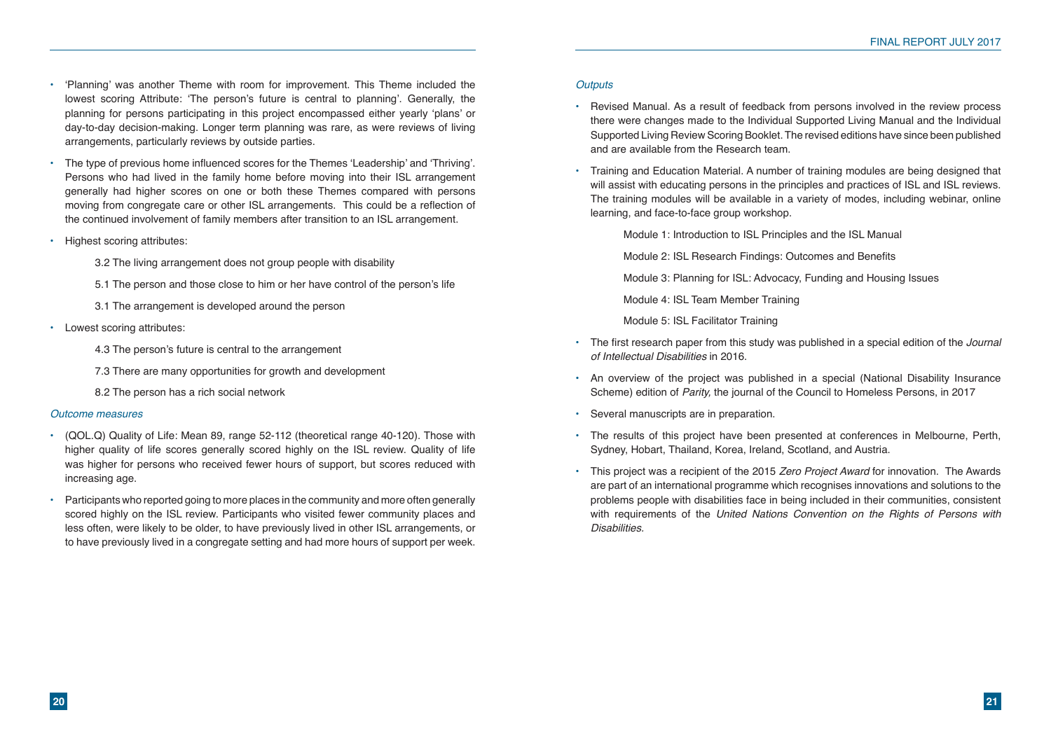- 'Planning' was another Theme with room for improvement. This Theme included the lowest scoring Attribute: 'The person's future is central to planning'. Generally, the planning for persons participating in this project encompassed either yearly 'plans' or day-to-day decision-making. Longer term planning was rare, as were reviews of living arrangements, particularly reviews by outside parties.
- The type of previous home influenced scores for the Themes 'Leadership' and 'Thriving'. Persons who had lived in the family home before moving into their ISL arrangement generally had higher scores on one or both these Themes compared with persons moving from congregate care or other ISL arrangements. This could be a reflection of the continued involvement of family members after transition to an ISL arrangement.
- Highest scoring attributes:

    3.2 The living arrangement does not group people with disability

    5.1 The person and those close to him or her have control of the person's life

    3.1 The arrangement is developed around the person

- Lowest scoring attributes:

    4.3 The person's future is central to the arrangement

    7.3 There are many opportunities for growth and development

    8.2 The person has a rich social network

*Outcome measures*

- (QOL.Q) Quality of Life: Mean 89, range 52-112 (theoretical range 40-120). Those with higher quality of life scores generally scored highly on the ISL review. Quality of life was higher for persons who received fewer hours of support, but scores reduced with increasing age.
- Participants who reported going to more places in the community and more often generally scored highly on the ISL review. Participants who visited fewer community places and less often, were likely to be older, to have previously lived in other ISL arrangements, or to have previously lived in a congregate setting and had more hours of support per week.

*Outputs*

- Revised Manual. As a result of feedback from persons involved in the review process there were changes made to the Individual Supported Living Manual and the Individual Supported Living Review Scoring Booklet. The revised editions have since been published and are available from the Research team.
- Training and Education Material. A number of training modules are being designed that will assist with educating persons in the principles and practices of ISL and ISL reviews. The training modules will be available in a variety of modes, including webinar, online learning, and face-to-face group workshop.

    Module 1: Introduction to ISL Principles and the ISL Manual

    Module 2: ISL Research Findings: Outcomes and Benefits

    Module 3: Planning for ISL: Advocacy, Funding and Housing Issues

    Module 4: ISL Team Member Training

    Module 5: ISL Facilitator Training

- The first research paper from this study was published in a special edition of the *Journal of Intellectual Disabilities* in 2016.
- An overview of the project was published in a special (National Disability Insurance Scheme) edition of *Parity,* the journal of the Council to Homeless Persons, in 2017
- Several manuscripts are in preparation.
- The results of this project have been presented at conferences in Melbourne, Perth, Sydney, Hobart, Thailand, Korea, Ireland, Scotland, and Austria.
- This project was a recipient of the 2015 *Zero Project Award* for innovation. The Awards are part of an international programme which recognises innovations and solutions to the problems people with disabilities face in being included in their communities, consistent with requirements of the *United Nations Convention on the Rights of Persons with Disabilities*.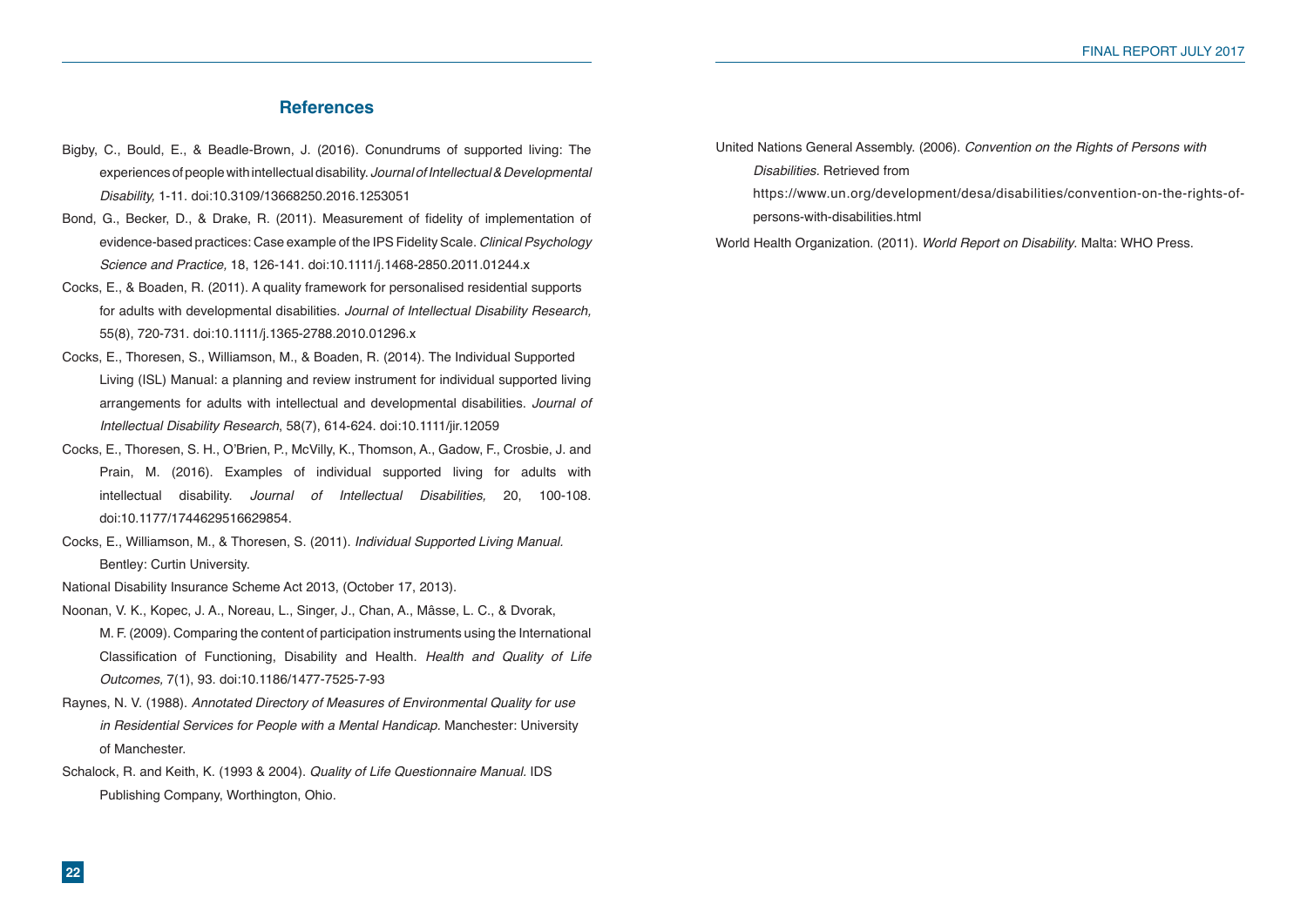## References

Bigby, C., Bould, E., & Beadle-Brown, J. (2016). Conundrums of supported living: The experiences of people with intellectual disability. *Journal of Intellectual & Developmental Disability,* 1-11. doi:10.3109/13668250.2016.1253051

Bond, G., Becker, D., & Drake, R. (2011). Measurement of fidelity of implementation of evidence-based practices: Case example of the IPS Fidelity Scale. *Clinical Psychology Science and Practice,* 18, 126-141. doi:10.1111/j.1468-2850.2011.01244.x

Cocks, E., & Boaden, R. (2011). A quality framework for personalised residential supports for adults with developmental disabilities. *Journal of Intellectual Disability Research,* 55(8), 720-731. doi:10.1111/j.1365-2788.2010.01296.x

Cocks, E., Thoresen, S., Williamson, M., & Boaden, R. (2014). The Individual Supported Living (ISL) Manual: a planning and review instrument for individual supported living arrangements for adults with intellectual and developmental disabilities. *Journal of Intellectual Disability Research*, 58(7), 614-624. doi:10.1111/jir.12059

Cocks, E., Thoresen, S. H., O'Brien, P., McVilly, K., Thomson, A., Gadow, F., Crosbie, J. and Prain, M. (2016). Examples of individual supported living for adults with intellectual disability. *Journal of Intellectual Disabilities,* 20, 100-108. doi:10.1177/1744629516629854.

Cocks, E., Williamson, M., & Thoresen, S. (2011). *Individual Supported Living Manual.* Bentley: Curtin University.

National Disability Insurance Scheme Act 2013, (October 17, 2013).

Noonan, V. K., Kopec, J. A., Noreau, L., Singer, J., Chan, A., Mâsse, L. C., & Dvorak, M. F. (2009). Comparing the content of participation instruments using the International Classification of Functioning, Disability and Health. *Health and Quality of Life Outcomes,* 7(1), 93. doi:10.1186/1477-7525-7-93

Raynes, N. V. (1988). *Annotated Directory of Measures of Environmental Quality for use in Residential Services for People with a Mental Handicap.* Manchester: University of Manchester.

Schalock, R. and Keith, K. (1993 & 2004). *Quality of Life Questionnaire Manual.* IDS Publishing Company, Worthington, Ohio.

United Nations General Assembly. (2006). *Convention on the Rights of Persons with Disabilities.* Retrieved from https://www.un.org/development/desa/disabilities/convention-on-the-rights-of-persons-with-disabilities.html

World Health Organization. (2011). *World Report on Disability.* Malta: WHO Press.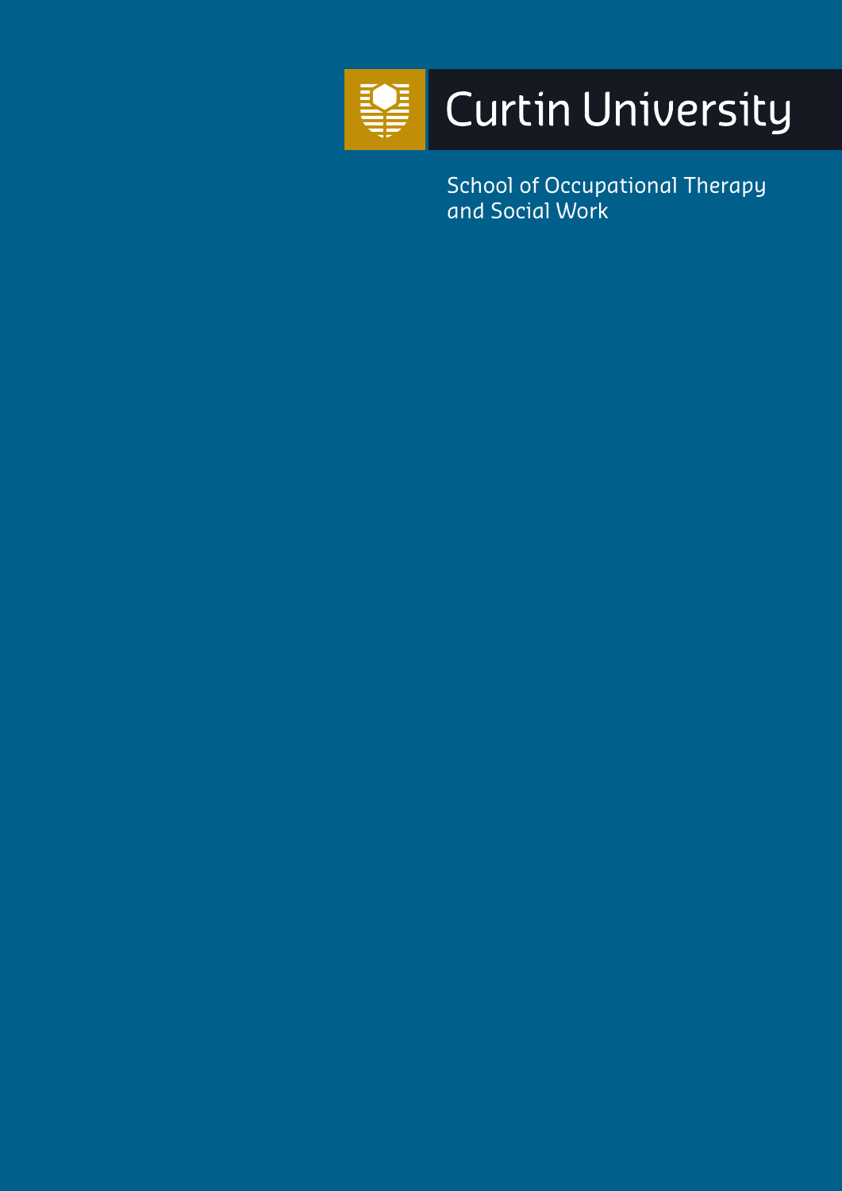Curtin University

School of Occupational Therapy and Social Work